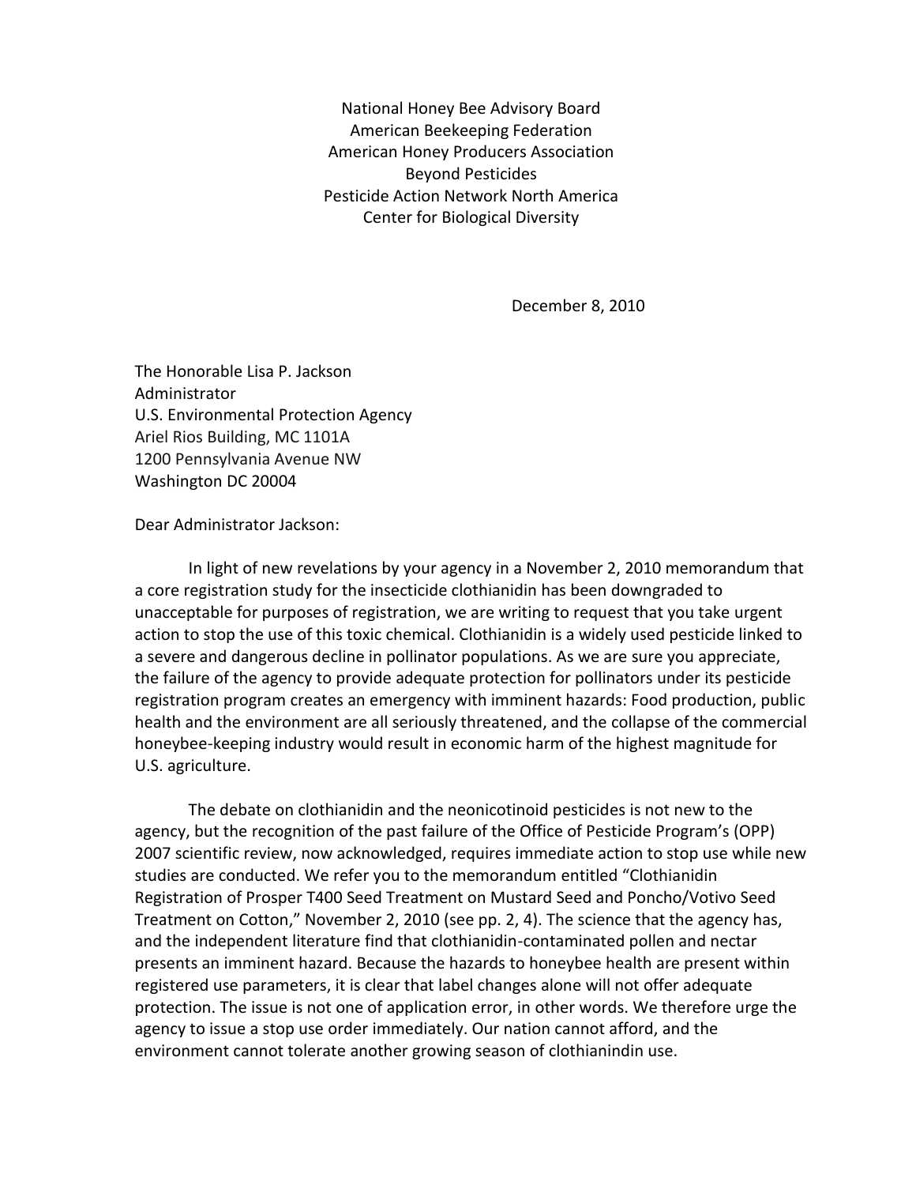National Honey Bee Advisory Board
American Beekeeping Federation
American Honey Producers Association
Beyond Pesticides
Pesticide Action Network North America
Center for Biological Diversity

December 8, 2010

The Honorable Lisa P. Jackson
Administrator
U.S. Environmental Protection Agency
Ariel Rios Building, MC 1101A
1200 Pennsylvania Avenue NW
Washington DC 20004

Dear Administrator Jackson:

In light of new revelations by your agency in a November 2, 2010 memorandum that a core registration study for the insecticide clothianidin has been downgraded to unacceptable for purposes of registration, we are writing to request that you take urgent action to stop the use of this toxic chemical. Clothianidin is a widely used pesticide linked to a severe and dangerous decline in pollinator populations. As we are sure you appreciate, the failure of the agency to provide adequate protection for pollinators under its pesticide registration program creates an emergency with imminent hazards: Food production, public health and the environment are all seriously threatened, and the collapse of the commercial honeybee-keeping industry would result in economic harm of the highest magnitude for U.S. agriculture.

The debate on clothianidin and the neonicotinoid pesticides is not new to the agency, but the recognition of the past failure of the Office of Pesticide Program's (OPP) 2007 scientific review, now acknowledged, requires immediate action to stop use while new studies are conducted. We refer you to the memorandum entitled "Clothianidin Registration of Prosper T400 Seed Treatment on Mustard Seed and Poncho/Votivo Seed Treatment on Cotton," November 2, 2010 (see pp. 2, 4). The science that the agency has, and the independent literature find that clothianidin-contaminated pollen and nectar presents an imminent hazard. Because the hazards to honeybee health are present within registered use parameters, it is clear that label changes alone will not offer adequate protection. The issue is not one of application error, in other words. We therefore urge the agency to issue a stop use order immediately. Our nation cannot afford, and the environment cannot tolerate another growing season of clothianindin use.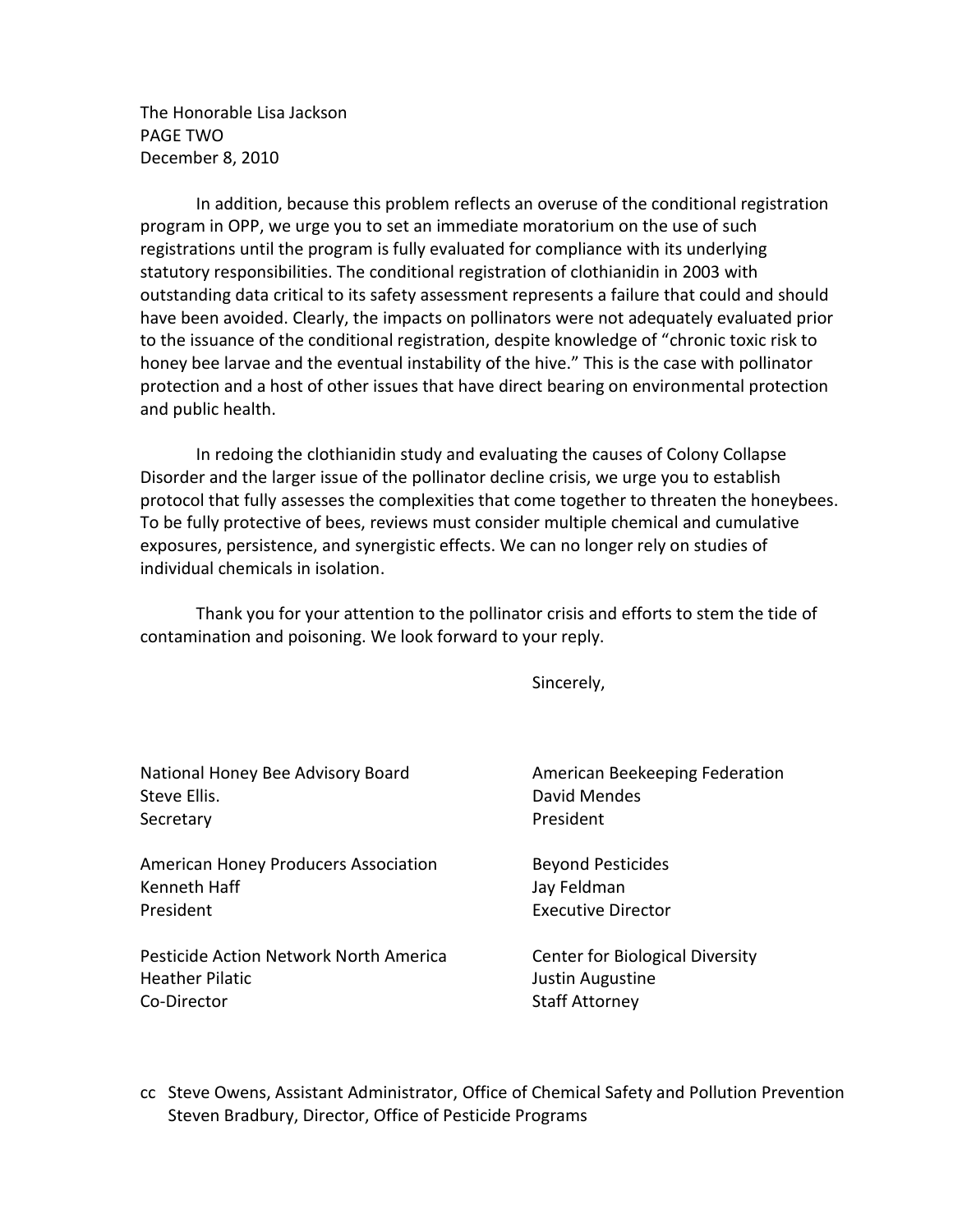In addition, because this problem reflects an overuse of the conditional registration program in OPP, we urge you to set an immediate moratorium on the use of such registrations until the program is fully evaluated for compliance with its underlying statutory responsibilities. The conditional registration of clothianidin in 2003 with outstanding data critical to its safety assessment represents a failure that could and should have been avoided. Clearly, the impacts on pollinators were not adequately evaluated prior to the issuance of the conditional registration, despite knowledge of "chronic toxic risk to honey bee larvae and the eventual instability of the hive." This is the case with pollinator protection and a host of other issues that have direct bearing on environmental protection and public health.

In redoing the clothianidin study and evaluating the causes of Colony Collapse Disorder and the larger issue of the pollinator decline crisis, we urge you to establish protocol that fully assesses the complexities that come together to threaten the honeybees. To be fully protective of bees, reviews must consider multiple chemical and cumulative exposures, persistence, and synergistic effects. We can no longer rely on studies of individual chemicals in isolation.

Thank you for your attention to the pollinator crisis and efforts to stem the tide of contamination and poisoning. We look forward to your reply.

Sincerely,

National Honey Bee Advisory Board
Steve Ellis.
Secretary

American Beekeeping Federation
David Mendes
President

American Honey Producers Association
Kenneth Haff
President

Beyond Pesticides
Jay Feldman
Executive Director

Pesticide Action Network North America
Heather Pilatic
Co-Director

Center for Biological Diversity
Justin Augustine
Staff Attorney

cc Steve Owens, Assistant Administrator, Office of Chemical Safety and Pollution Prevention
Steven Bradbury, Director, Office of Pesticide Programs